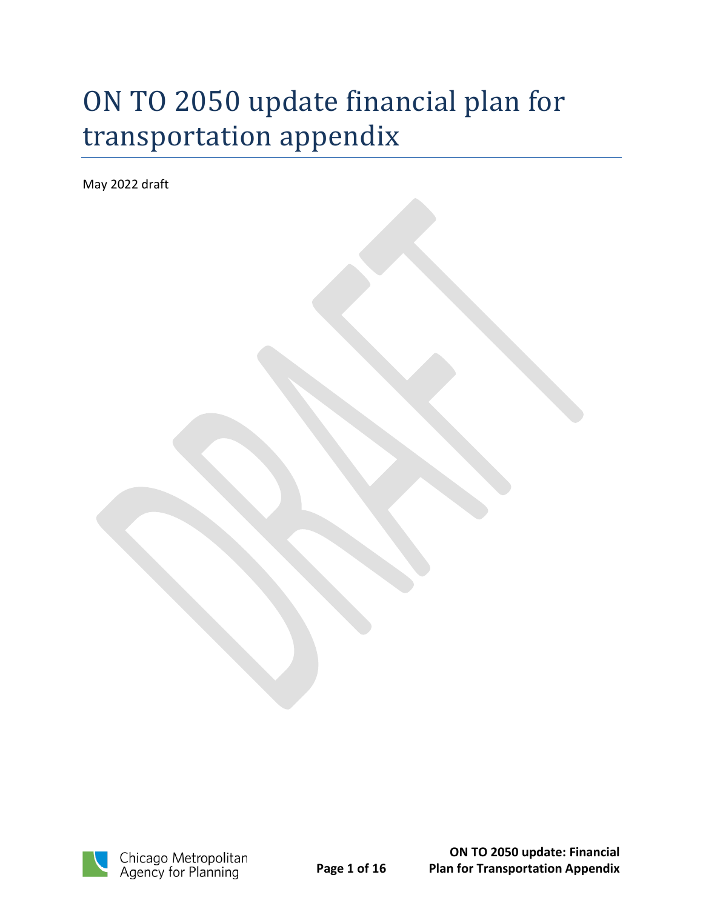# ON TO 2050 update financial plan for transportation appendix

May 2022 draft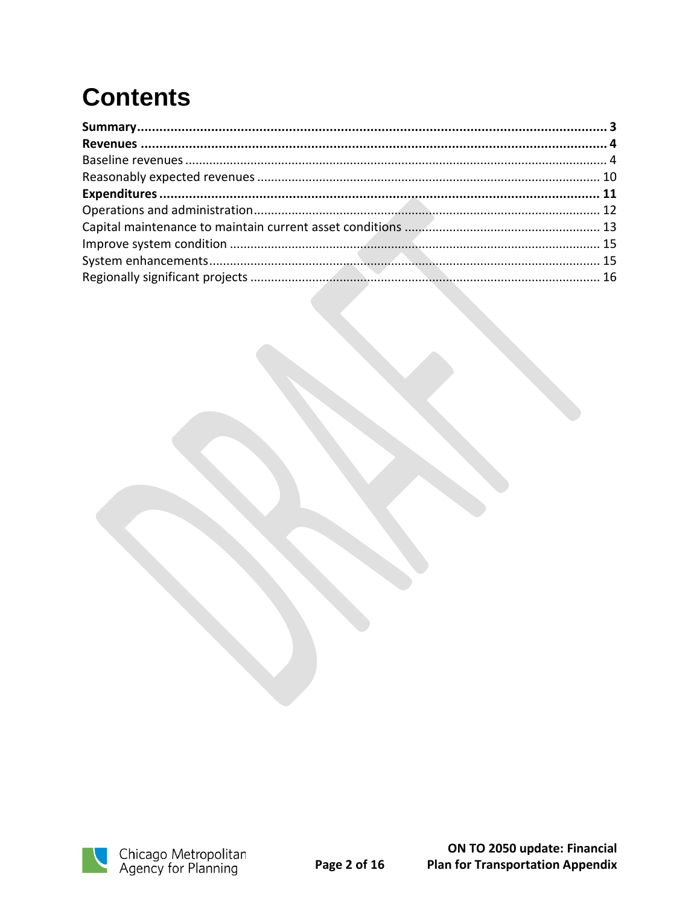# Contents

**Summary** ........................................................................................................................ **3**

**Revenues** ........................................................................................................................ **4**

Baseline revenues ........................................................................................................................ 4

Reasonably expected revenues ........................................................................................................................ 10

**Expenditures** ........................................................................................................................ **11**

Operations and administration ........................................................................................................................ 12

Capital maintenance to maintain current asset conditions ........................................................................................................................ 13

Improve system condition ........................................................................................................................ 15

System enhancements ........................................................................................................................ 15

Regionally significant projects ........................................................................................................................ 16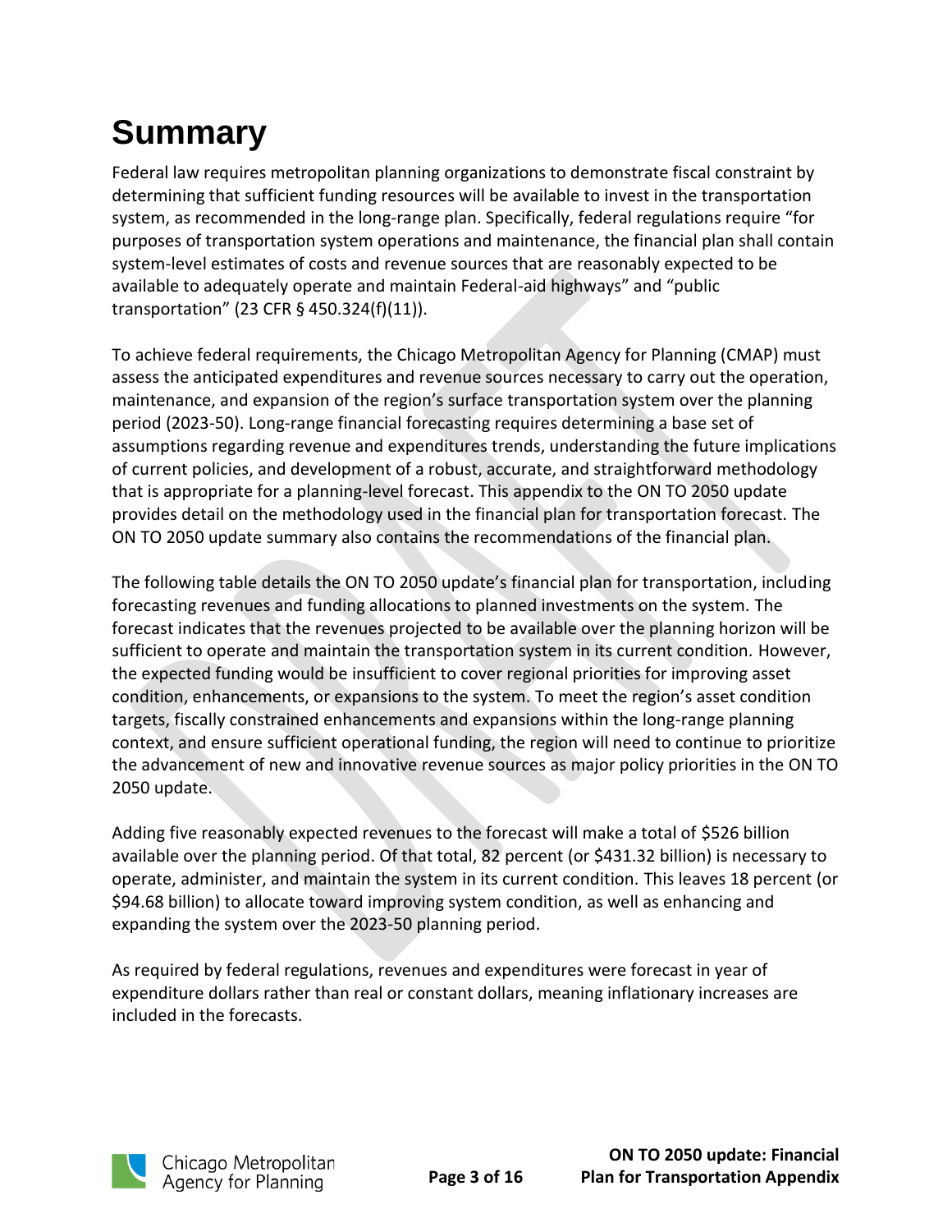# Summary

Federal law requires metropolitan planning organizations to demonstrate fiscal constraint by determining that sufficient funding resources will be available to invest in the transportation system, as recommended in the long-range plan. Specifically, federal regulations require "for purposes of transportation system operations and maintenance, the financial plan shall contain system-level estimates of costs and revenue sources that are reasonably expected to be available to adequately operate and maintain Federal-aid highways" and "public transportation" (23 CFR § 450.324(f)(11)).

To achieve federal requirements, the Chicago Metropolitan Agency for Planning (CMAP) must assess the anticipated expenditures and revenue sources necessary to carry out the operation, maintenance, and expansion of the region's surface transportation system over the planning period (2023-50). Long-range financial forecasting requires determining a base set of assumptions regarding revenue and expenditures trends, understanding the future implications of current policies, and development of a robust, accurate, and straightforward methodology that is appropriate for a planning-level forecast. This appendix to the ON TO 2050 update provides detail on the methodology used in the financial plan for transportation forecast. The ON TO 2050 update summary also contains the recommendations of the financial plan.

The following table details the ON TO 2050 update's financial plan for transportation, including forecasting revenues and funding allocations to planned investments on the system. The forecast indicates that the revenues projected to be available over the planning horizon will be sufficient to operate and maintain the transportation system in its current condition. However, the expected funding would be insufficient to cover regional priorities for improving asset condition, enhancements, or expansions to the system. To meet the region's asset condition targets, fiscally constrained enhancements and expansions within the long-range planning context, and ensure sufficient operational funding, the region will need to continue to prioritize the advancement of new and innovative revenue sources as major policy priorities in the ON TO 2050 update.

Adding five reasonably expected revenues to the forecast will make a total of $526 billion available over the planning period. Of that total, 82 percent (or $431.32 billion) is necessary to operate, administer, and maintain the system in its current condition. This leaves 18 percent (or $94.68 billion) to allocate toward improving system condition, as well as enhancing and expanding the system over the 2023-50 planning period.

As required by federal regulations, revenues and expenditures were forecast in year of expenditure dollars rather than real or constant dollars, meaning inflationary increases are included in the forecasts.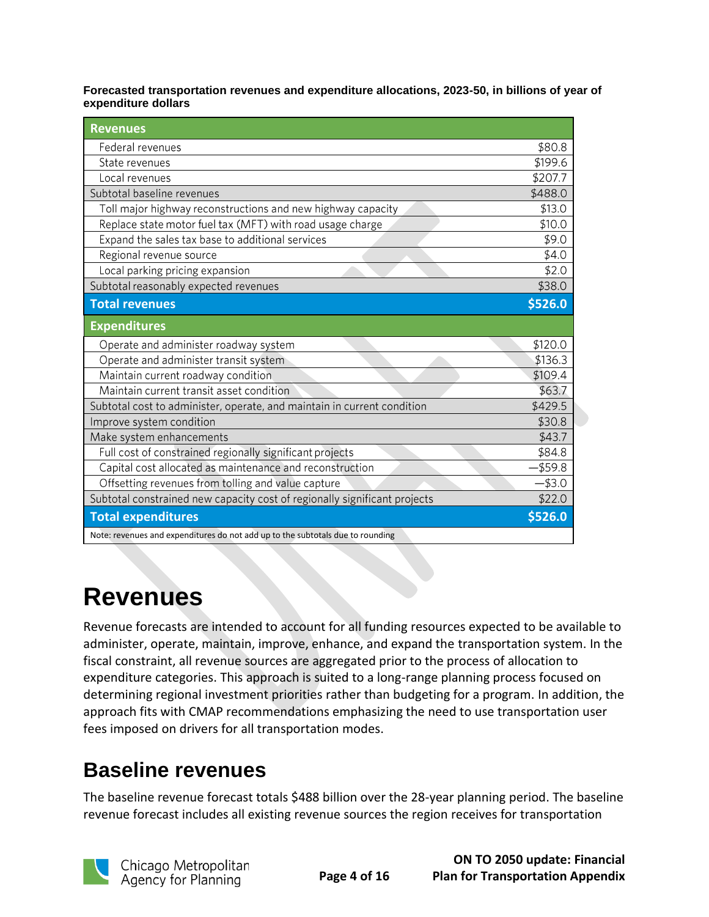**Forecasted transportation revenues and expenditure allocations, 2023-50, in billions of year of expenditure dollars**

| Revenues | |
|---|---|
| Federal revenues | $80.8 |
| State revenues | $199.6 |
| Local revenues | $207.7 |
| Subtotal baseline revenues | $488.0 |
| Toll major highway reconstructions and new highway capacity | $13.0 |
| Replace state motor fuel tax (MFT) with road usage charge | $10.0 |
| Expand the sales tax base to additional services | $9.0 |
| Regional revenue source | $4.0 |
| Local parking pricing expansion | $2.0 |
| Subtotal reasonably expected revenues | $38.0 |
| **Total revenues** | **$526.0** |
| **Expenditures** | |
| Operate and administer roadway system | $120.0 |
| Operate and administer transit system | $136.3 |
| Maintain current roadway condition | $109.4 |
| Maintain current transit asset condition | $63.7 |
| Subtotal cost to administer, operate, and maintain in current condition | $429.5 |
| Improve system condition | $30.8 |
| Make system enhancements | $43.7 |
| Full cost of constrained regionally significant projects | $84.8 |
| Capital cost allocated as maintenance and reconstruction | —$59.8 |
| Offsetting revenues from tolling and value capture | —$3.0 |
| Subtotal constrained new capacity cost of regionally significant projects | $22.0 |
| **Total expenditures** | **$526.0** |

Note: revenues and expenditures do not add up to the subtotals due to rounding

# Revenues

Revenue forecasts are intended to account for all funding resources expected to be available to administer, operate, maintain, improve, enhance, and expand the transportation system. In the fiscal constraint, all revenue sources are aggregated prior to the process of allocation to expenditure categories. This approach is suited to a long-range planning process focused on determining regional investment priorities rather than budgeting for a program. In addition, the approach fits with CMAP recommendations emphasizing the need to use transportation user fees imposed on drivers for all transportation modes.

## Baseline revenues

The baseline revenue forecast totals $488 billion over the 28-year planning period. The baseline revenue forecast includes all existing revenue sources the region receives for transportation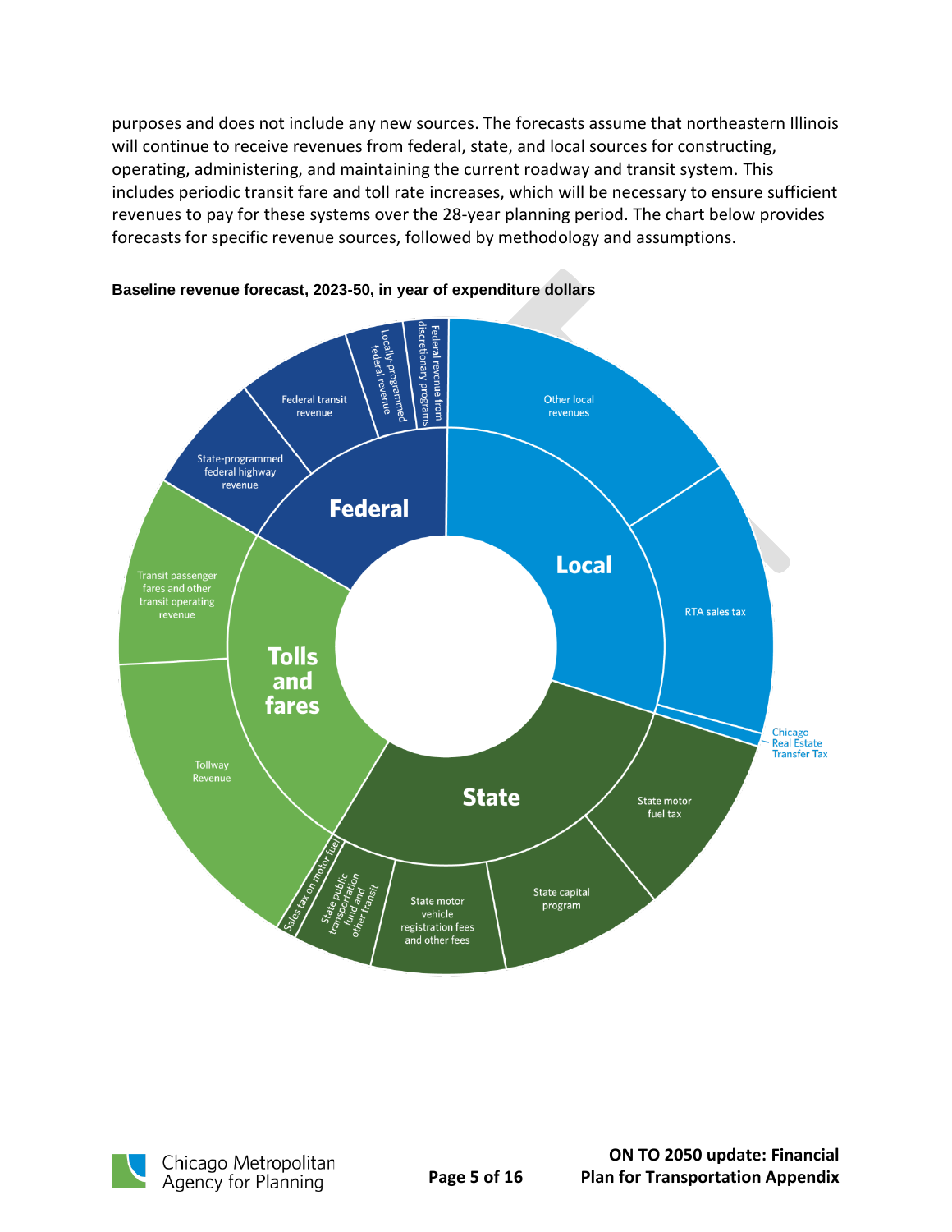purposes and does not include any new sources. The forecasts assume that northeastern Illinois will continue to receive revenues from federal, state, and local sources for constructing, operating, administering, and maintaining the current roadway and transit system. This includes periodic transit fare and toll rate increases, which will be necessary to ensure sufficient revenues to pay for these systems over the 28-year planning period. The chart below provides forecasts for specific revenue sources, followed by methodology and assumptions.

**Baseline revenue forecast, 2023-50, in year of expenditure dollars**

Federal: State-programmed federal highway revenue; Federal transit revenue; Locally-programmed federal revenue; Federal revenue from discretionary programs

Local: Other local revenues; RTA sales tax; Chicago Real Estate Transfer Tax

State: State motor fuel tax; State capital program; State motor vehicle registration fees and other fees; State public transportation fund and other transit; Sales tax on motor fuel

Tolls and fares: Tollway Revenue; Transit passenger fares and other transit operating revenue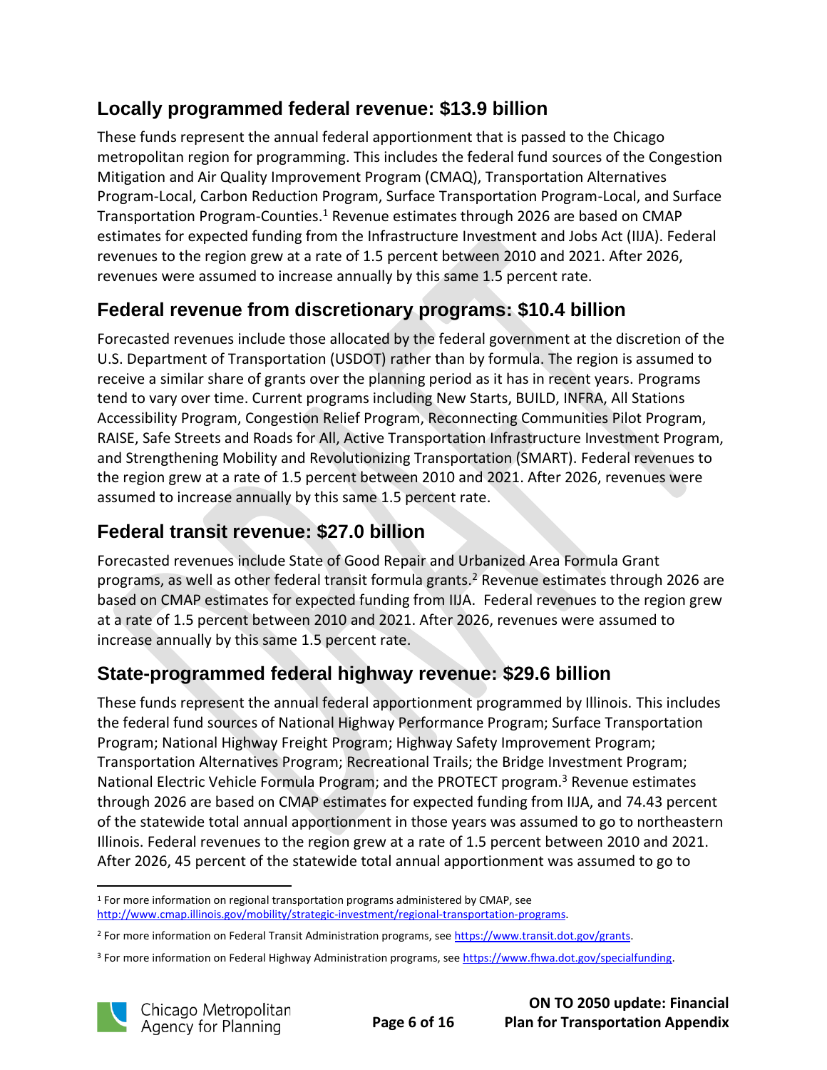## Locally programmed federal revenue: $13.9 billion

These funds represent the annual federal apportionment that is passed to the Chicago metropolitan region for programming. This includes the federal fund sources of the Congestion Mitigation and Air Quality Improvement Program (CMAQ), Transportation Alternatives Program-Local, Carbon Reduction Program, Surface Transportation Program-Local, and Surface Transportation Program-Counties.[1] Revenue estimates through 2026 are based on CMAP estimates for expected funding from the Infrastructure Investment and Jobs Act (IIJA). Federal revenues to the region grew at a rate of 1.5 percent between 2010 and 2021. After 2026, revenues were assumed to increase annually by this same 1.5 percent rate.

## Federal revenue from discretionary programs: $10.4 billion

Forecasted revenues include those allocated by the federal government at the discretion of the U.S. Department of Transportation (USDOT) rather than by formula. The region is assumed to receive a similar share of grants over the planning period as it has in recent years. Programs tend to vary over time. Current programs including New Starts, BUILD, INFRA, All Stations Accessibility Program, Congestion Relief Program, Reconnecting Communities Pilot Program, RAISE, Safe Streets and Roads for All, Active Transportation Infrastructure Investment Program, and Strengthening Mobility and Revolutionizing Transportation (SMART). Federal revenues to the region grew at a rate of 1.5 percent between 2010 and 2021. After 2026, revenues were assumed to increase annually by this same 1.5 percent rate.

## Federal transit revenue: $27.0 billion

Forecasted revenues include State of Good Repair and Urbanized Area Formula Grant programs, as well as other federal transit formula grants.[2] Revenue estimates through 2026 are based on CMAP estimates for expected funding from IIJA. Federal revenues to the region grew at a rate of 1.5 percent between 2010 and 2021. After 2026, revenues were assumed to increase annually by this same 1.5 percent rate.

## State-programmed federal highway revenue: $29.6 billion

These funds represent the annual federal apportionment programmed by Illinois. This includes the federal fund sources of National Highway Performance Program; Surface Transportation Program; National Highway Freight Program; Highway Safety Improvement Program; Transportation Alternatives Program; Recreational Trails; the Bridge Investment Program; National Electric Vehicle Formula Program; and the PROTECT program.[3] Revenue estimates through 2026 are based on CMAP estimates for expected funding from IIJA, and 74.43 percent of the statewide total annual apportionment in those years was assumed to go to northeastern Illinois. Federal revenues to the region grew at a rate of 1.5 percent between 2010 and 2021. After 2026, 45 percent of the statewide total annual apportionment was assumed to go to

---

[1] For more information on regional transportation programs administered by CMAP, see http://www.cmap.illinois.gov/mobility/strategic-investment/regional-transportation-programs.

[2] For more information on Federal Transit Administration programs, see https://www.transit.dot.gov/grants.

[3] For more information on Federal Highway Administration programs, see https://www.fhwa.dot.gov/specialfunding.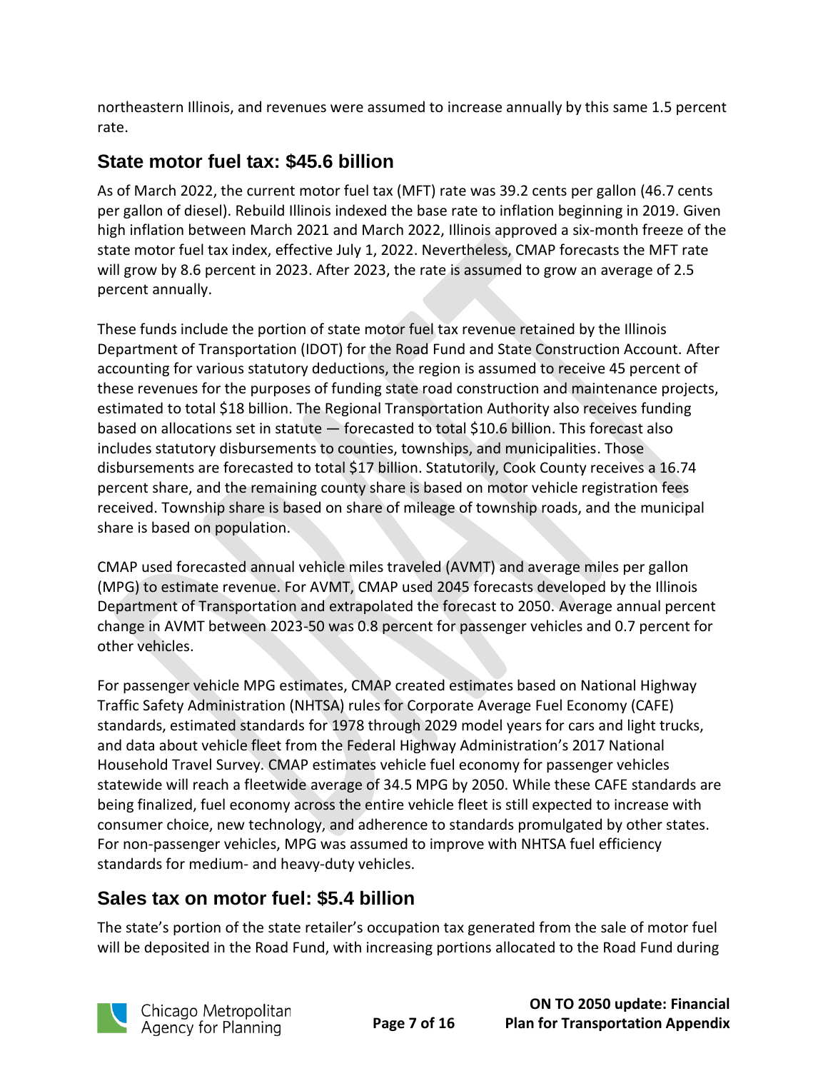northeastern Illinois, and revenues were assumed to increase annually by this same 1.5 percent rate.

## State motor fuel tax: $45.6 billion

As of March 2022, the current motor fuel tax (MFT) rate was 39.2 cents per gallon (46.7 cents per gallon of diesel). Rebuild Illinois indexed the base rate to inflation beginning in 2019. Given high inflation between March 2021 and March 2022, Illinois approved a six-month freeze of the state motor fuel tax index, effective July 1, 2022. Nevertheless, CMAP forecasts the MFT rate will grow by 8.6 percent in 2023. After 2023, the rate is assumed to grow an average of 2.5 percent annually.

These funds include the portion of state motor fuel tax revenue retained by the Illinois Department of Transportation (IDOT) for the Road Fund and State Construction Account. After accounting for various statutory deductions, the region is assumed to receive 45 percent of these revenues for the purposes of funding state road construction and maintenance projects, estimated to total $18 billion. The Regional Transportation Authority also receives funding based on allocations set in statute — forecasted to total $10.6 billion. This forecast also includes statutory disbursements to counties, townships, and municipalities. Those disbursements are forecasted to total $17 billion. Statutorily, Cook County receives a 16.74 percent share, and the remaining county share is based on motor vehicle registration fees received. Township share is based on share of mileage of township roads, and the municipal share is based on population.

CMAP used forecasted annual vehicle miles traveled (AVMT) and average miles per gallon (MPG) to estimate revenue. For AVMT, CMAP used 2045 forecasts developed by the Illinois Department of Transportation and extrapolated the forecast to 2050. Average annual percent change in AVMT between 2023-50 was 0.8 percent for passenger vehicles and 0.7 percent for other vehicles.

For passenger vehicle MPG estimates, CMAP created estimates based on National Highway Traffic Safety Administration (NHTSA) rules for Corporate Average Fuel Economy (CAFE) standards, estimated standards for 1978 through 2029 model years for cars and light trucks, and data about vehicle fleet from the Federal Highway Administration's 2017 National Household Travel Survey. CMAP estimates vehicle fuel economy for passenger vehicles statewide will reach a fleetwide average of 34.5 MPG by 2050. While these CAFE standards are being finalized, fuel economy across the entire vehicle fleet is still expected to increase with consumer choice, new technology, and adherence to standards promulgated by other states. For non-passenger vehicles, MPG was assumed to improve with NHTSA fuel efficiency standards for medium- and heavy-duty vehicles.

## Sales tax on motor fuel: $5.4 billion

The state's portion of the state retailer's occupation tax generated from the sale of motor fuel will be deposited in the Road Fund, with increasing portions allocated to the Road Fund during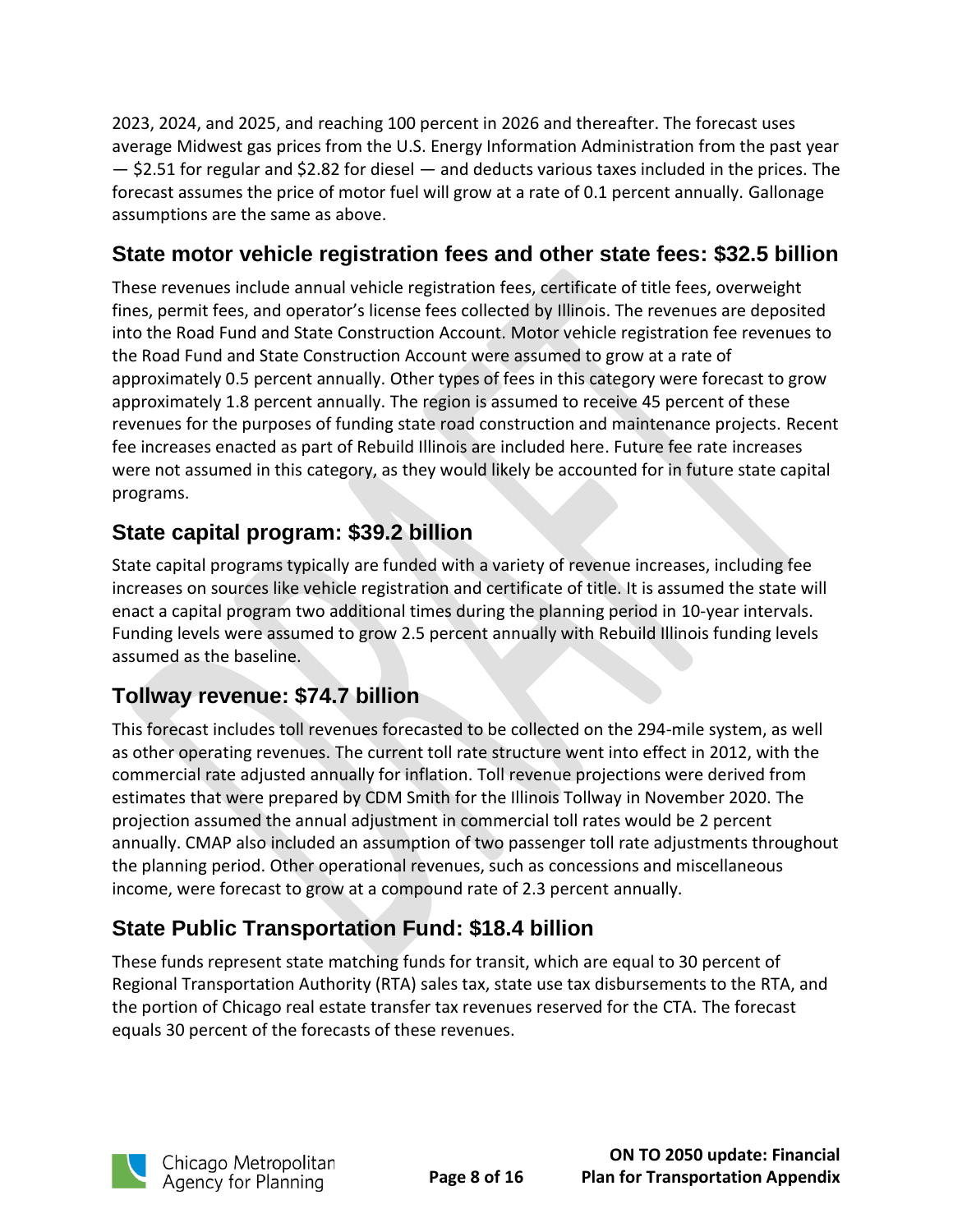2023, 2024, and 2025, and reaching 100 percent in 2026 and thereafter. The forecast uses average Midwest gas prices from the U.S. Energy Information Administration from the past year — $2.51 for regular and $2.82 for diesel — and deducts various taxes included in the prices. The forecast assumes the price of motor fuel will grow at a rate of 0.1 percent annually. Gallonage assumptions are the same as above.

## State motor vehicle registration fees and other state fees: $32.5 billion

These revenues include annual vehicle registration fees, certificate of title fees, overweight fines, permit fees, and operator's license fees collected by Illinois. The revenues are deposited into the Road Fund and State Construction Account. Motor vehicle registration fee revenues to the Road Fund and State Construction Account were assumed to grow at a rate of approximately 0.5 percent annually. Other types of fees in this category were forecast to grow approximately 1.8 percent annually. The region is assumed to receive 45 percent of these revenues for the purposes of funding state road construction and maintenance projects. Recent fee increases enacted as part of Rebuild Illinois are included here. Future fee rate increases were not assumed in this category, as they would likely be accounted for in future state capital programs.

## State capital program: $39.2 billion

State capital programs typically are funded with a variety of revenue increases, including fee increases on sources like vehicle registration and certificate of title. It is assumed the state will enact a capital program two additional times during the planning period in 10-year intervals. Funding levels were assumed to grow 2.5 percent annually with Rebuild Illinois funding levels assumed as the baseline.

## Tollway revenue: $74.7 billion

This forecast includes toll revenues forecasted to be collected on the 294-mile system, as well as other operating revenues. The current toll rate structure went into effect in 2012, with the commercial rate adjusted annually for inflation. Toll revenue projections were derived from estimates that were prepared by CDM Smith for the Illinois Tollway in November 2020. The projection assumed the annual adjustment in commercial toll rates would be 2 percent annually. CMAP also included an assumption of two passenger toll rate adjustments throughout the planning period. Other operational revenues, such as concessions and miscellaneous income, were forecast to grow at a compound rate of 2.3 percent annually.

## State Public Transportation Fund: $18.4 billion

These funds represent state matching funds for transit, which are equal to 30 percent of Regional Transportation Authority (RTA) sales tax, state use tax disbursements to the RTA, and the portion of Chicago real estate transfer tax revenues reserved for the CTA. The forecast equals 30 percent of the forecasts of these revenues.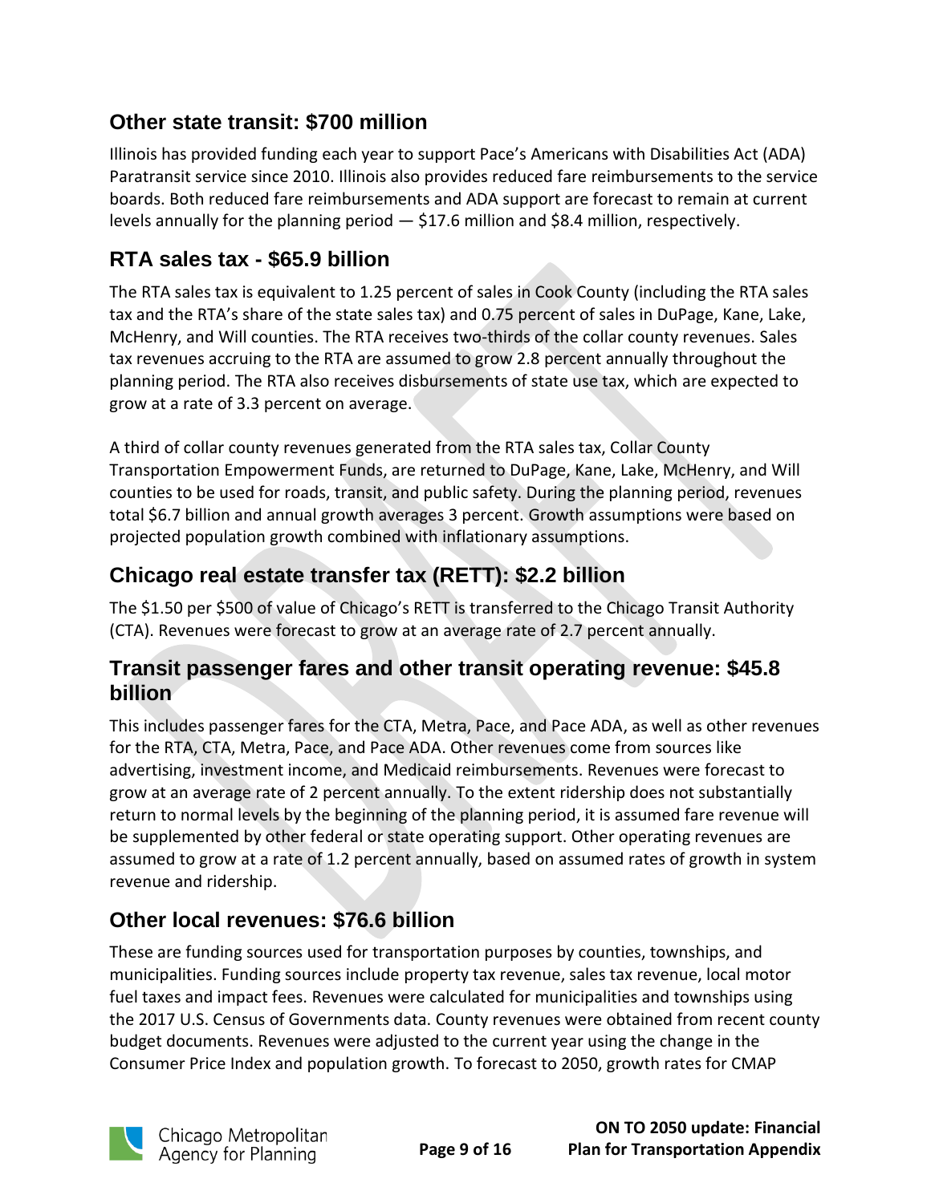## Other state transit: $700 million

Illinois has provided funding each year to support Pace's Americans with Disabilities Act (ADA) Paratransit service since 2010. Illinois also provides reduced fare reimbursements to the service boards. Both reduced fare reimbursements and ADA support are forecast to remain at current levels annually for the planning period — $17.6 million and $8.4 million, respectively.

## RTA sales tax - $65.9 billion

The RTA sales tax is equivalent to 1.25 percent of sales in Cook County (including the RTA sales tax and the RTA's share of the state sales tax) and 0.75 percent of sales in DuPage, Kane, Lake, McHenry, and Will counties. The RTA receives two-thirds of the collar county revenues. Sales tax revenues accruing to the RTA are assumed to grow 2.8 percent annually throughout the planning period. The RTA also receives disbursements of state use tax, which are expected to grow at a rate of 3.3 percent on average.

A third of collar county revenues generated from the RTA sales tax, Collar County Transportation Empowerment Funds, are returned to DuPage, Kane, Lake, McHenry, and Will counties to be used for roads, transit, and public safety. During the planning period, revenues total $6.7 billion and annual growth averages 3 percent. Growth assumptions were based on projected population growth combined with inflationary assumptions.

## Chicago real estate transfer tax (RETT): $2.2 billion

The $1.50 per $500 of value of Chicago's RETT is transferred to the Chicago Transit Authority (CTA). Revenues were forecast to grow at an average rate of 2.7 percent annually.

## Transit passenger fares and other transit operating revenue: $45.8 billion

This includes passenger fares for the CTA, Metra, Pace, and Pace ADA, as well as other revenues for the RTA, CTA, Metra, Pace, and Pace ADA. Other revenues come from sources like advertising, investment income, and Medicaid reimbursements. Revenues were forecast to grow at an average rate of 2 percent annually. To the extent ridership does not substantially return to normal levels by the beginning of the planning period, it is assumed fare revenue will be supplemented by other federal or state operating support. Other operating revenues are assumed to grow at a rate of 1.2 percent annually, based on assumed rates of growth in system revenue and ridership.

## Other local revenues: $76.6 billion

These are funding sources used for transportation purposes by counties, townships, and municipalities. Funding sources include property tax revenue, sales tax revenue, local motor fuel taxes and impact fees. Revenues were calculated for municipalities and townships using the 2017 U.S. Census of Governments data. County revenues were obtained from recent county budget documents. Revenues were adjusted to the current year using the change in the Consumer Price Index and population growth. To forecast to 2050, growth rates for CMAP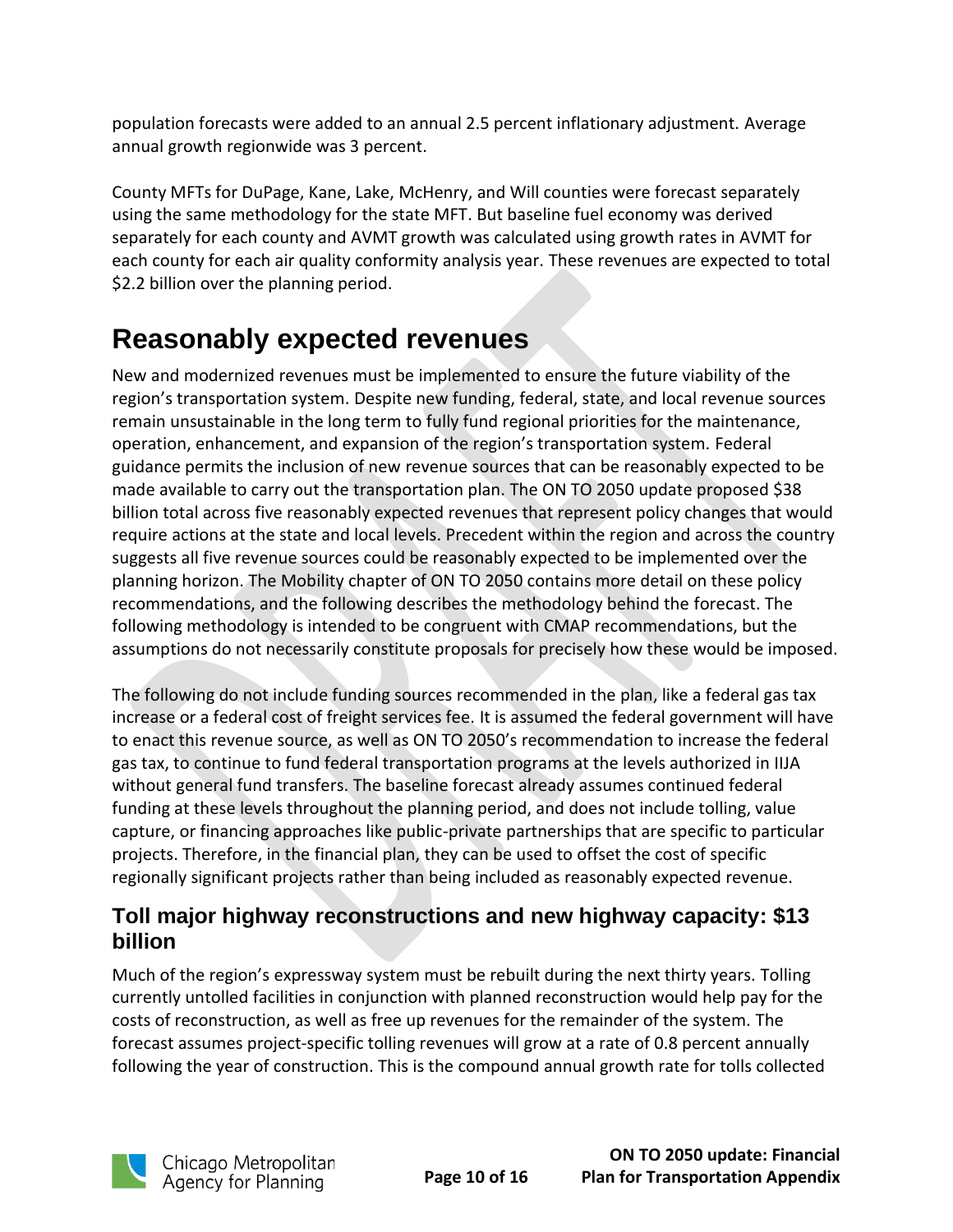population forecasts were added to an annual 2.5 percent inflationary adjustment. Average annual growth regionwide was 3 percent.

County MFTs for DuPage, Kane, Lake, McHenry, and Will counties were forecast separately using the same methodology for the state MFT. But baseline fuel economy was derived separately for each county and AVMT growth was calculated using growth rates in AVMT for each county for each air quality conformity analysis year. These revenues are expected to total $2.2 billion over the planning period.

# Reasonably expected revenues

New and modernized revenues must be implemented to ensure the future viability of the region's transportation system. Despite new funding, federal, state, and local revenue sources remain unsustainable in the long term to fully fund regional priorities for the maintenance, operation, enhancement, and expansion of the region's transportation system. Federal guidance permits the inclusion of new revenue sources that can be reasonably expected to be made available to carry out the transportation plan. The ON TO 2050 update proposed $38 billion total across five reasonably expected revenues that represent policy changes that would require actions at the state and local levels. Precedent within the region and across the country suggests all five revenue sources could be reasonably expected to be implemented over the planning horizon. The Mobility chapter of ON TO 2050 contains more detail on these policy recommendations, and the following describes the methodology behind the forecast. The following methodology is intended to be congruent with CMAP recommendations, but the assumptions do not necessarily constitute proposals for precisely how these would be imposed.

The following do not include funding sources recommended in the plan, like a federal gas tax increase or a federal cost of freight services fee. It is assumed the federal government will have to enact this revenue source, as well as ON TO 2050's recommendation to increase the federal gas tax, to continue to fund federal transportation programs at the levels authorized in IIJA without general fund transfers. The baseline forecast already assumes continued federal funding at these levels throughout the planning period, and does not include tolling, value capture, or financing approaches like public-private partnerships that are specific to particular projects. Therefore, in the financial plan, they can be used to offset the cost of specific regionally significant projects rather than being included as reasonably expected revenue.

## Toll major highway reconstructions and new highway capacity: $13 billion

Much of the region's expressway system must be rebuilt during the next thirty years. Tolling currently untolled facilities in conjunction with planned reconstruction would help pay for the costs of reconstruction, as well as free up revenues for the remainder of the system. The forecast assumes project-specific tolling revenues will grow at a rate of 0.8 percent annually following the year of construction. This is the compound annual growth rate for tolls collected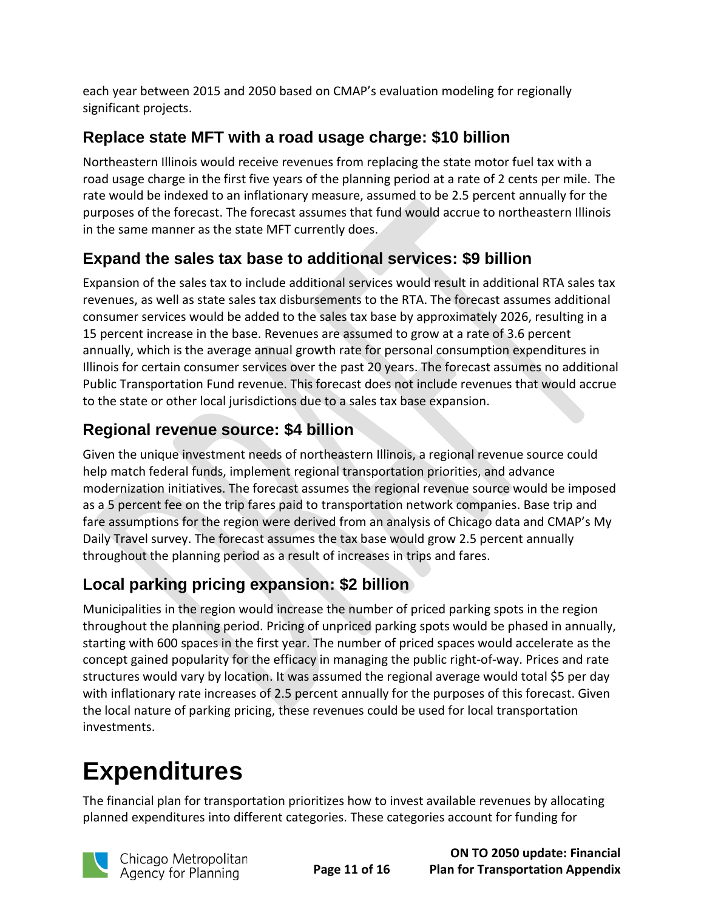each year between 2015 and 2050 based on CMAP's evaluation modeling for regionally significant projects.

## Replace state MFT with a road usage charge: $10 billion

Northeastern Illinois would receive revenues from replacing the state motor fuel tax with a road usage charge in the first five years of the planning period at a rate of 2 cents per mile. The rate would be indexed to an inflationary measure, assumed to be 2.5 percent annually for the purposes of the forecast. The forecast assumes that fund would accrue to northeastern Illinois in the same manner as the state MFT currently does.

## Expand the sales tax base to additional services: $9 billion

Expansion of the sales tax to include additional services would result in additional RTA sales tax revenues, as well as state sales tax disbursements to the RTA. The forecast assumes additional consumer services would be added to the sales tax base by approximately 2026, resulting in a 15 percent increase in the base. Revenues are assumed to grow at a rate of 3.6 percent annually, which is the average annual growth rate for personal consumption expenditures in Illinois for certain consumer services over the past 20 years. The forecast assumes no additional Public Transportation Fund revenue. This forecast does not include revenues that would accrue to the state or other local jurisdictions due to a sales tax base expansion.

## Regional revenue source: $4 billion

Given the unique investment needs of northeastern Illinois, a regional revenue source could help match federal funds, implement regional transportation priorities, and advance modernization initiatives. The forecast assumes the regional revenue source would be imposed as a 5 percent fee on the trip fares paid to transportation network companies. Base trip and fare assumptions for the region were derived from an analysis of Chicago data and CMAP's My Daily Travel survey. The forecast assumes the tax base would grow 2.5 percent annually throughout the planning period as a result of increases in trips and fares.

## Local parking pricing expansion: $2 billion

Municipalities in the region would increase the number of priced parking spots in the region throughout the planning period. Pricing of unpriced parking spots would be phased in annually, starting with 600 spaces in the first year. The number of priced spaces would accelerate as the concept gained popularity for the efficacy in managing the public right-of-way. Prices and rate structures would vary by location. It was assumed the regional average would total $5 per day with inflationary rate increases of 2.5 percent annually for the purposes of this forecast. Given the local nature of parking pricing, these revenues could be used for local transportation investments.

# Expenditures

The financial plan for transportation prioritizes how to invest available revenues by allocating planned expenditures into different categories. These categories account for funding for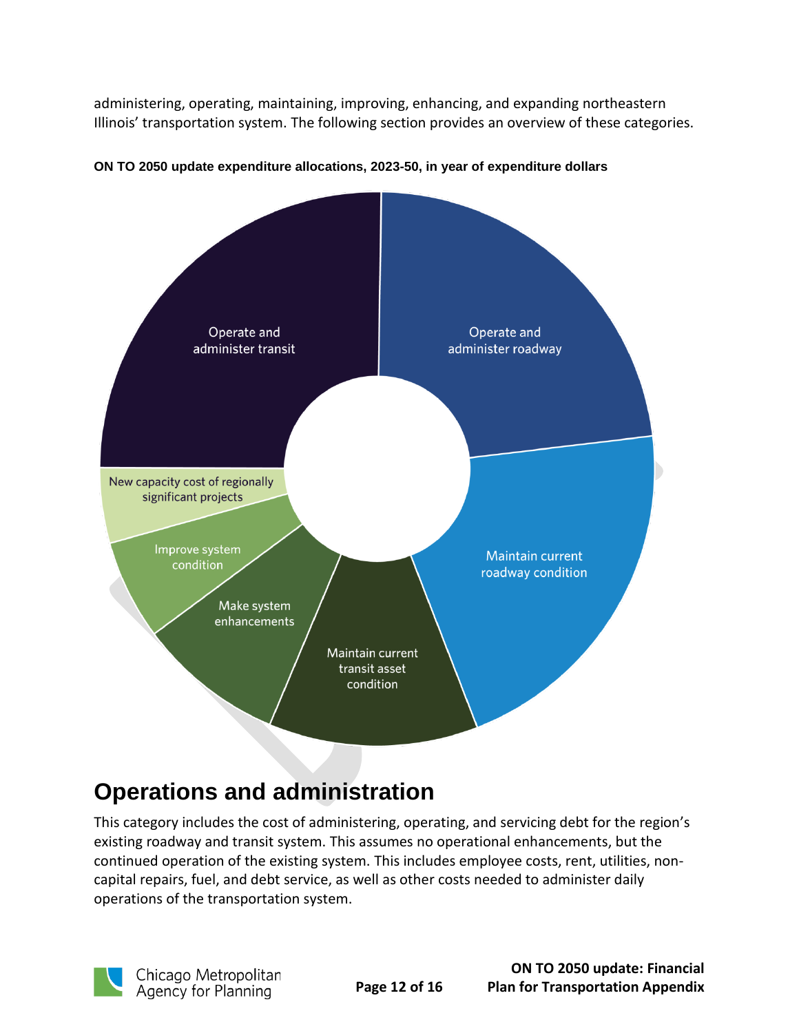administering, operating, maintaining, improving, enhancing, and expanding northeastern Illinois' transportation system. The following section provides an overview of these categories.

**ON TO 2050 update expenditure allocations, 2023-50, in year of expenditure dollars**

Operate and administer transit

Operate and administer roadway

Maintain current roadway condition

Maintain current transit asset condition

Make system enhancements

Improve system condition

New capacity cost of regionally significant projects

# Operations and administration

This category includes the cost of administering, operating, and servicing debt for the region's existing roadway and transit system. This assumes no operational enhancements, but the continued operation of the existing system. This includes employee costs, rent, utilities, non-capital repairs, fuel, and debt service, as well as other costs needed to administer daily operations of the transportation system.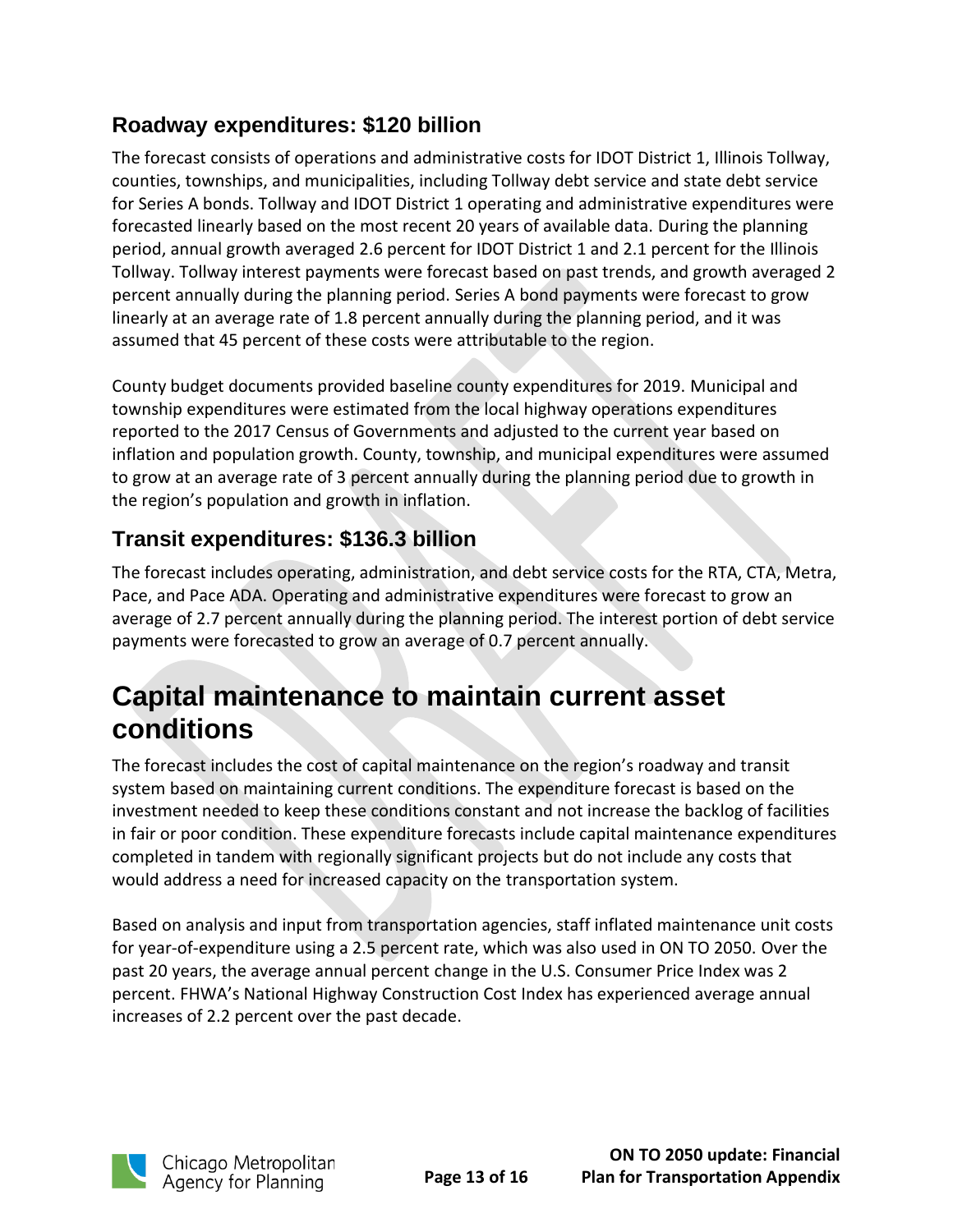### Roadway expenditures: $120 billion

The forecast consists of operations and administrative costs for IDOT District 1, Illinois Tollway, counties, townships, and municipalities, including Tollway debt service and state debt service for Series A bonds. Tollway and IDOT District 1 operating and administrative expenditures were forecasted linearly based on the most recent 20 years of available data. During the planning period, annual growth averaged 2.6 percent for IDOT District 1 and 2.1 percent for the Illinois Tollway. Tollway interest payments were forecast based on past trends, and growth averaged 2 percent annually during the planning period. Series A bond payments were forecast to grow linearly at an average rate of 1.8 percent annually during the planning period, and it was assumed that 45 percent of these costs were attributable to the region.

County budget documents provided baseline county expenditures for 2019. Municipal and township expenditures were estimated from the local highway operations expenditures reported to the 2017 Census of Governments and adjusted to the current year based on inflation and population growth. County, township, and municipal expenditures were assumed to grow at an average rate of 3 percent annually during the planning period due to growth in the region's population and growth in inflation.

### Transit expenditures: $136.3 billion

The forecast includes operating, administration, and debt service costs for the RTA, CTA, Metra, Pace, and Pace ADA. Operating and administrative expenditures were forecast to grow an average of 2.7 percent annually during the planning period. The interest portion of debt service payments were forecasted to grow an average of 0.7 percent annually.

## Capital maintenance to maintain current asset conditions

The forecast includes the cost of capital maintenance on the region's roadway and transit system based on maintaining current conditions. The expenditure forecast is based on the investment needed to keep these conditions constant and not increase the backlog of facilities in fair or poor condition. These expenditure forecasts include capital maintenance expenditures completed in tandem with regionally significant projects but do not include any costs that would address a need for increased capacity on the transportation system.

Based on analysis and input from transportation agencies, staff inflated maintenance unit costs for year-of-expenditure using a 2.5 percent rate, which was also used in ON TO 2050. Over the past 20 years, the average annual percent change in the U.S. Consumer Price Index was 2 percent. FHWA's National Highway Construction Cost Index has experienced average annual increases of 2.2 percent over the past decade.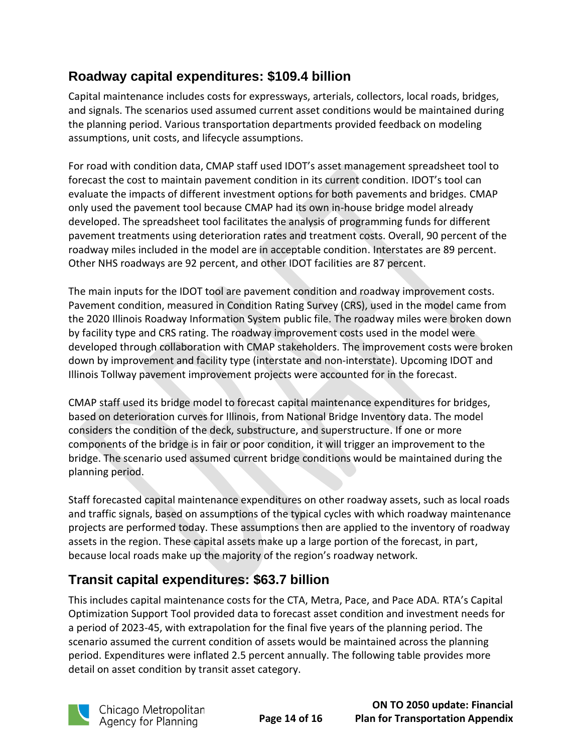## Roadway capital expenditures: $109.4 billion

Capital maintenance includes costs for expressways, arterials, collectors, local roads, bridges, and signals. The scenarios used assumed current asset conditions would be maintained during the planning period. Various transportation departments provided feedback on modeling assumptions, unit costs, and lifecycle assumptions.

For road with condition data, CMAP staff used IDOT's asset management spreadsheet tool to forecast the cost to maintain pavement condition in its current condition. IDOT's tool can evaluate the impacts of different investment options for both pavements and bridges. CMAP only used the pavement tool because CMAP had its own in-house bridge model already developed. The spreadsheet tool facilitates the analysis of programming funds for different pavement treatments using deterioration rates and treatment costs. Overall, 90 percent of the roadway miles included in the model are in acceptable condition. Interstates are 89 percent. Other NHS roadways are 92 percent, and other IDOT facilities are 87 percent.

The main inputs for the IDOT tool are pavement condition and roadway improvement costs. Pavement condition, measured in Condition Rating Survey (CRS), used in the model came from the 2020 Illinois Roadway Information System public file. The roadway miles were broken down by facility type and CRS rating. The roadway improvement costs used in the model were developed through collaboration with CMAP stakeholders. The improvement costs were broken down by improvement and facility type (interstate and non-interstate). Upcoming IDOT and Illinois Tollway pavement improvement projects were accounted for in the forecast.

CMAP staff used its bridge model to forecast capital maintenance expenditures for bridges, based on deterioration curves for Illinois, from National Bridge Inventory data. The model considers the condition of the deck, substructure, and superstructure. If one or more components of the bridge is in fair or poor condition, it will trigger an improvement to the bridge. The scenario used assumed current bridge conditions would be maintained during the planning period.

Staff forecasted capital maintenance expenditures on other roadway assets, such as local roads and traffic signals, based on assumptions of the typical cycles with which roadway maintenance projects are performed today. These assumptions then are applied to the inventory of roadway assets in the region. These capital assets make up a large portion of the forecast, in part, because local roads make up the majority of the region's roadway network.

## Transit capital expenditures: $63.7 billion

This includes capital maintenance costs for the CTA, Metra, Pace, and Pace ADA. RTA's Capital Optimization Support Tool provided data to forecast asset condition and investment needs for a period of 2023-45, with extrapolation for the final five years of the planning period. The scenario assumed the current condition of assets would be maintained across the planning period. Expenditures were inflated 2.5 percent annually. The following table provides more detail on asset condition by transit asset category.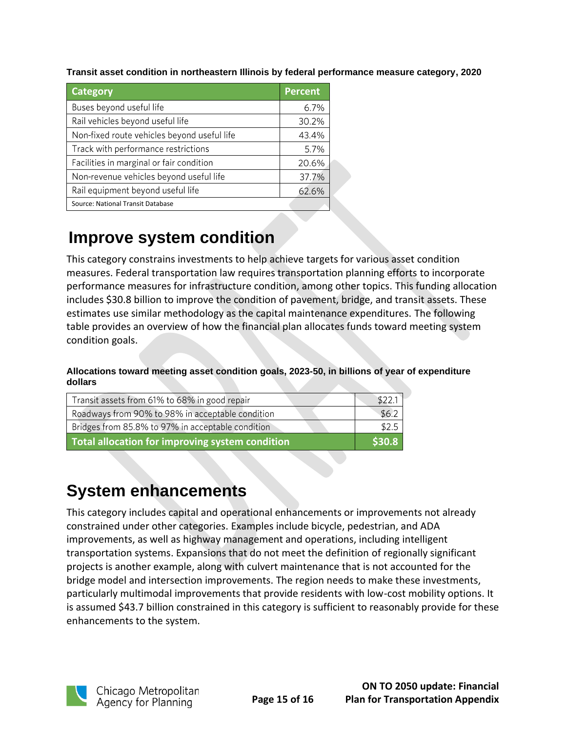**Transit asset condition in northeastern Illinois by federal performance measure category, 2020**

| Category | Percent |
|---|---|
| Buses beyond useful life | 6.7% |
| Rail vehicles beyond useful life | 30.2% |
| Non-fixed route vehicles beyond useful life | 43.4% |
| Track with performance restrictions | 5.7% |
| Facilities in marginal or fair condition | 20.6% |
| Non-revenue vehicles beyond useful life | 37.7% |
| Rail equipment beyond useful life | 62.6% |

Source: National Transit Database

# Improve system condition

This category constrains investments to help achieve targets for various asset condition measures. Federal transportation law requires transportation planning efforts to incorporate performance measures for infrastructure condition, among other topics. This funding allocation includes $30.8 billion to improve the condition of pavement, bridge, and transit assets. These estimates use similar methodology as the capital maintenance expenditures. The following table provides an overview of how the financial plan allocates funds toward meeting system condition goals.

**Allocations toward meeting asset condition goals, 2023-50, in billions of year of expenditure dollars**

| Item | Amount |
|---|---|
| Transit assets from 61% to 68% in good repair | $22.1 |
| Roadways from 90% to 98% in acceptable condition | $6.2 |
| Bridges from 85.8% to 97% in acceptable condition | $2.5 |
| **Total allocation for improving system condition** | **$30.8** |

# System enhancements

This category includes capital and operational enhancements or improvements not already constrained under other categories. Examples include bicycle, pedestrian, and ADA improvements, as well as highway management and operations, including intelligent transportation systems. Expansions that do not meet the definition of regionally significant projects is another example, along with culvert maintenance that is not accounted for the bridge model and intersection improvements. The region needs to make these investments, particularly multimodal improvements that provide residents with low-cost mobility options. It is assumed $43.7 billion constrained in this category is sufficient to reasonably provide for these enhancements to the system.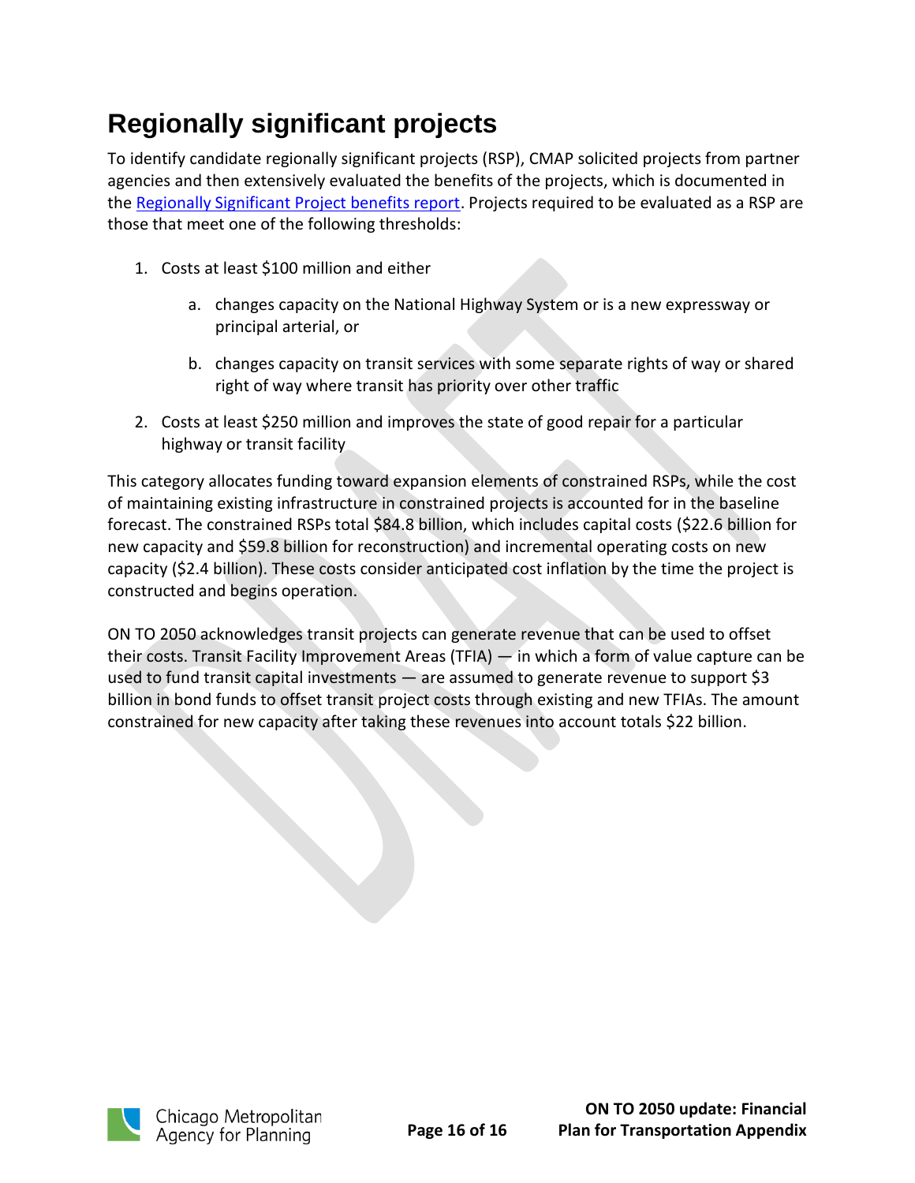# Regionally significant projects

To identify candidate regionally significant projects (RSP), CMAP solicited projects from partner agencies and then extensively evaluated the benefits of the projects, which is documented in the [Regionally Significant Project benefits report](). Projects required to be evaluated as a RSP are those that meet one of the following thresholds:

1. Costs at least $100 million and either
    a. changes capacity on the National Highway System or is a new expressway or principal arterial, or
    b. changes capacity on transit services with some separate rights of way or shared right of way where transit has priority over other traffic
2. Costs at least $250 million and improves the state of good repair for a particular highway or transit facility

This category allocates funding toward expansion elements of constrained RSPs, while the cost of maintaining existing infrastructure in constrained projects is accounted for in the baseline forecast. The constrained RSPs total $84.8 billion, which includes capital costs ($22.6 billion for new capacity and $59.8 billion for reconstruction) and incremental operating costs on new capacity ($2.4 billion). These costs consider anticipated cost inflation by the time the project is constructed and begins operation.

ON TO 2050 acknowledges transit projects can generate revenue that can be used to offset their costs. Transit Facility Improvement Areas (TFIA) — in which a form of value capture can be used to fund transit capital investments — are assumed to generate revenue to support $3 billion in bond funds to offset transit project costs through existing and new TFIAs. The amount constrained for new capacity after taking these revenues into account totals $22 billion.